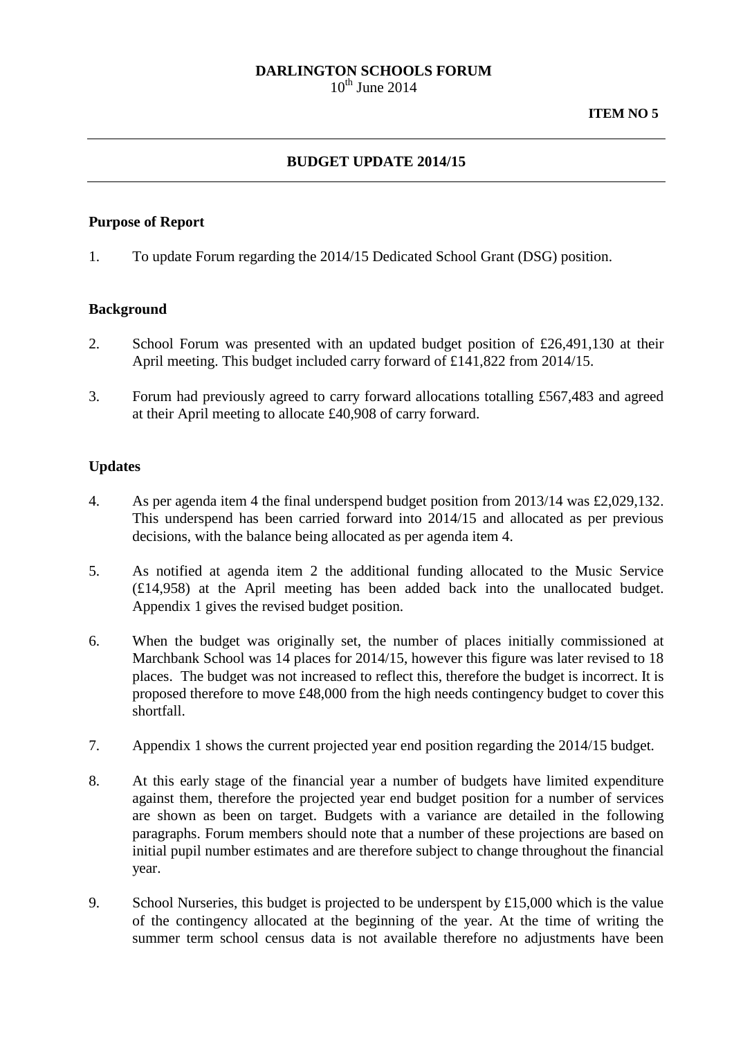**DARLINGTON SCHOOLS FORUM**
10th June 2014

**ITEM NO 5**

---

**BUDGET UPDATE 2014/15**

---

**Purpose of Report**

1. To update Forum regarding the 2014/15 Dedicated School Grant (DSG) position.

**Background**

2. School Forum was presented with an updated budget position of £26,491,130 at their April meeting. This budget included carry forward of £141,822 from 2014/15.

3. Forum had previously agreed to carry forward allocations totalling £567,483 and agreed at their April meeting to allocate £40,908 of carry forward.

**Updates**

4. As per agenda item 4 the final underspend budget position from 2013/14 was £2,029,132. This underspend has been carried forward into 2014/15 and allocated as per previous decisions, with the balance being allocated as per agenda item 4.

5. As notified at agenda item 2 the additional funding allocated to the Music Service (£14,958) at the April meeting has been added back into the unallocated budget. Appendix 1 gives the revised budget position.

6. When the budget was originally set, the number of places initially commissioned at Marchbank School was 14 places for 2014/15, however this figure was later revised to 18 places. The budget was not increased to reflect this, therefore the budget is incorrect. It is proposed therefore to move £48,000 from the high needs contingency budget to cover this shortfall.

7. Appendix 1 shows the current projected year end position regarding the 2014/15 budget.

8. At this early stage of the financial year a number of budgets have limited expenditure against them, therefore the projected year end budget position for a number of services are shown as been on target. Budgets with a variance are detailed in the following paragraphs. Forum members should note that a number of these projections are based on initial pupil number estimates and are therefore subject to change throughout the financial year.

9. School Nurseries, this budget is projected to be underspent by £15,000 which is the value of the contingency allocated at the beginning of the year. At the time of writing the summer term school census data is not available therefore no adjustments have been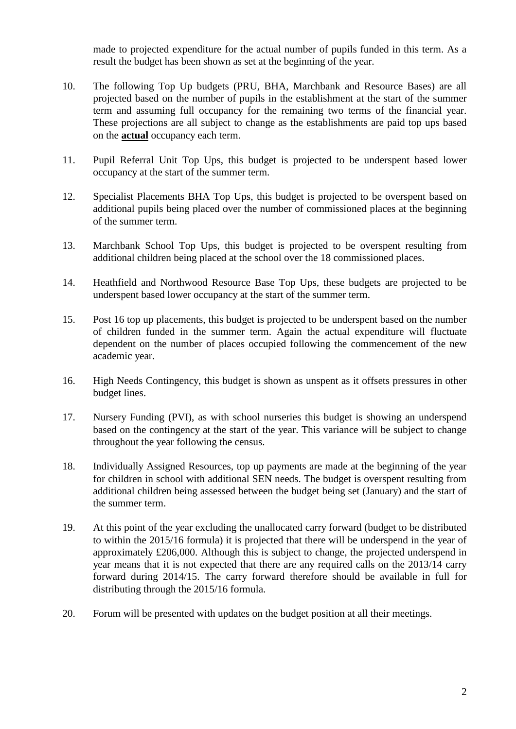made to projected expenditure for the actual number of pupils funded in this term. As a result the budget has been shown as set at the beginning of the year.

10. The following Top Up budgets (PRU, BHA, Marchbank and Resource Bases) are all projected based on the number of pupils in the establishment at the start of the summer term and assuming full occupancy for the remaining two terms of the financial year. These projections are all subject to change as the establishments are paid top ups based on the **actual** occupancy each term.

11. Pupil Referral Unit Top Ups, this budget is projected to be underspent based lower occupancy at the start of the summer term.

12. Specialist Placements BHA Top Ups, this budget is projected to be overspent based on additional pupils being placed over the number of commissioned places at the beginning of the summer term.

13. Marchbank School Top Ups, this budget is projected to be overspent resulting from additional children being placed at the school over the 18 commissioned places.

14. Heathfield and Northwood Resource Base Top Ups, these budgets are projected to be underspent based lower occupancy at the start of the summer term.

15. Post 16 top up placements, this budget is projected to be underspent based on the number of children funded in the summer term. Again the actual expenditure will fluctuate dependent on the number of places occupied following the commencement of the new academic year.

16. High Needs Contingency, this budget is shown as unspent as it offsets pressures in other budget lines.

17. Nursery Funding (PVI), as with school nurseries this budget is showing an underspend based on the contingency at the start of the year. This variance will be subject to change throughout the year following the census.

18. Individually Assigned Resources, top up payments are made at the beginning of the year for children in school with additional SEN needs. The budget is overspent resulting from additional children being assessed between the budget being set (January) and the start of the summer term.

19. At this point of the year excluding the unallocated carry forward (budget to be distributed to within the 2015/16 formula) it is projected that there will be underspend in the year of approximately £206,000. Although this is subject to change, the projected underspend in year means that it is not expected that there are any required calls on the 2013/14 carry forward during 2014/15. The carry forward therefore should be available in full for distributing through the 2015/16 formula.

20. Forum will be presented with updates on the budget position at all their meetings.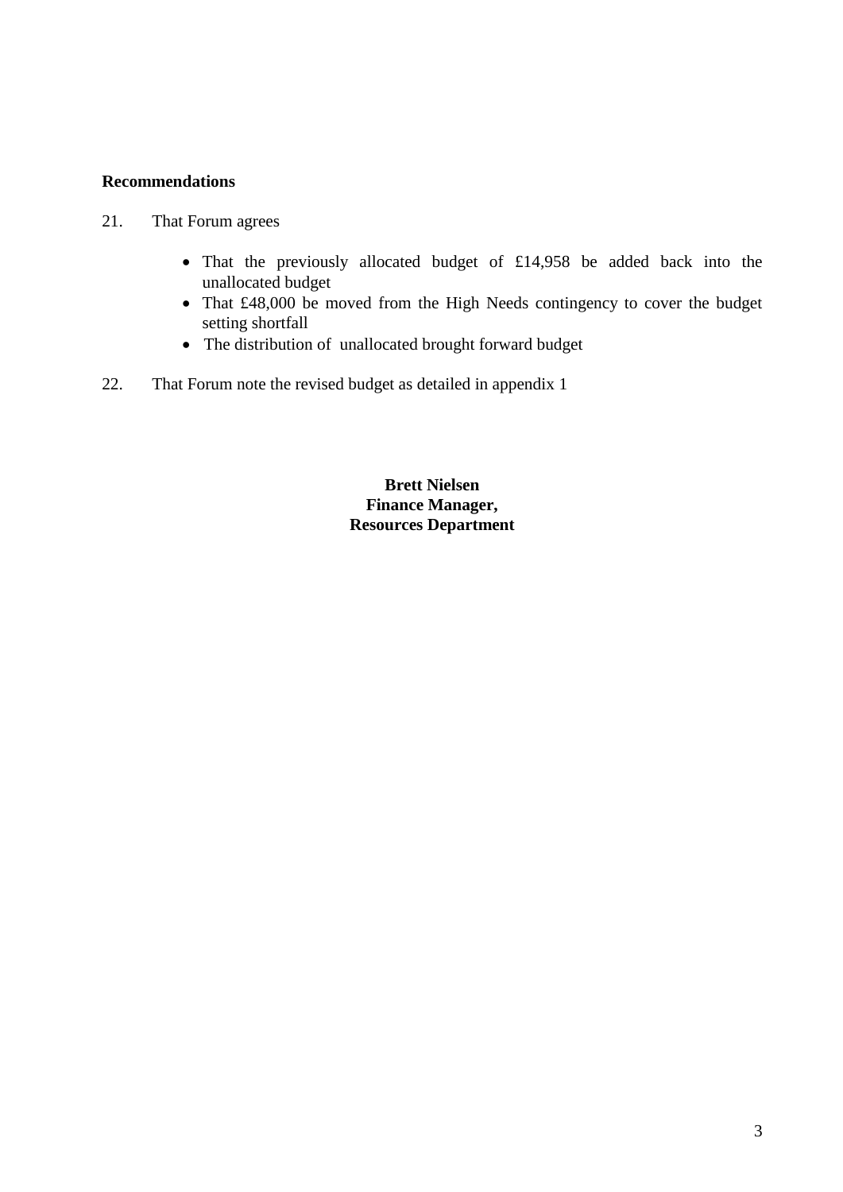**Recommendations**

21. That Forum agrees

    - That the previously allocated budget of £14,958 be added back into the unallocated budget
    - That £48,000 be moved from the High Needs contingency to cover the budget setting shortfall
    - The distribution of unallocated brought forward budget

22. That Forum note the revised budget as detailed in appendix 1

**Brett Nielsen**
**Finance Manager,**
**Resources Department**